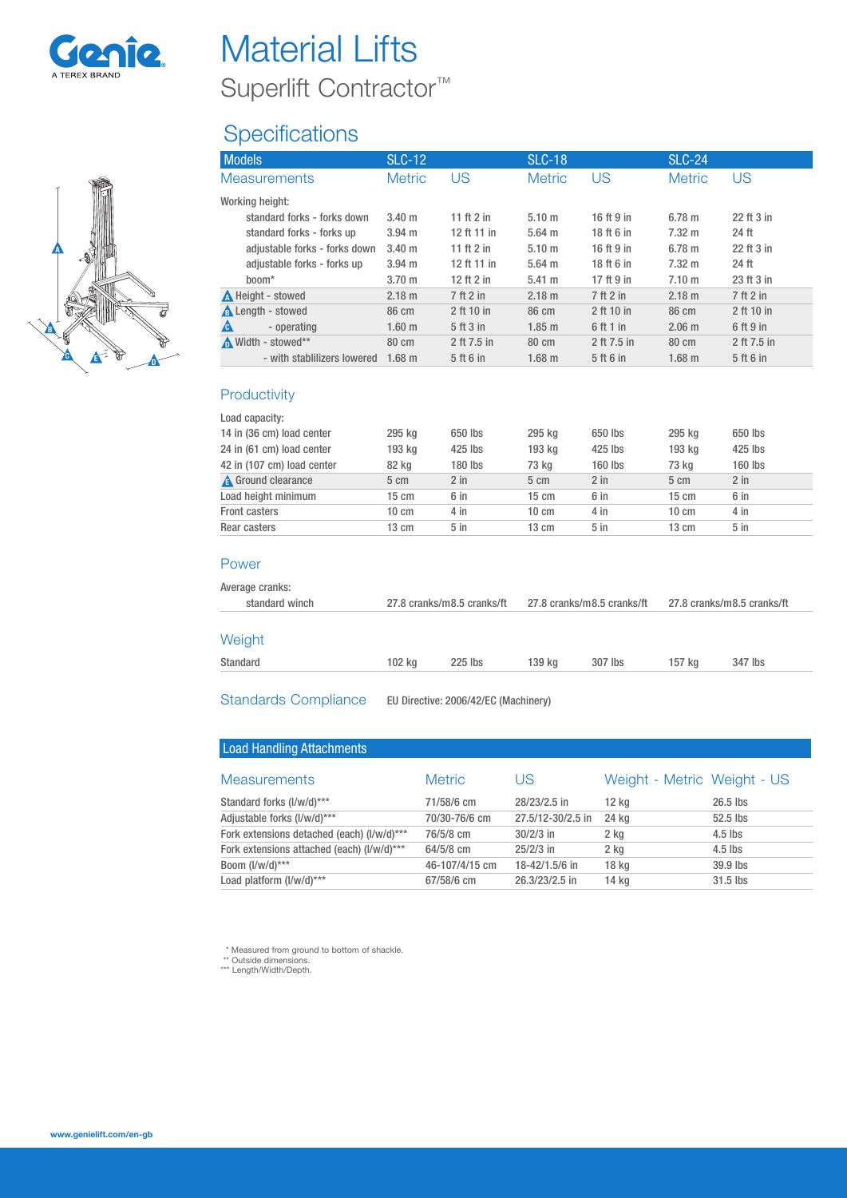# Material Lifts

## Superlift Contractor™

## Specifications

| Models | SLC-12 | | SLC-18 | | SLC-24 | |
|---|---|---|---|---|---|---|
| Measurements | Metric | US | Metric | US | Metric | US |
| Working height: | | | | | | |
| standard forks - forks down | 3.40 m | 11 ft 2 in | 5.10 m | 16 ft 9 in | 6.78 m | 22 ft 3 in |
| standard forks - forks up | 3.94 m | 12 ft 11 in | 5.64 m | 18 ft 6 in | 7.32 m | 24 ft |
| adjustable forks - forks down | 3.40 m | 11 ft 2 in | 5.10 m | 16 ft 9 in | 6.78 m | 22 ft 3 in |
| adjustable forks - forks up | 3.94 m | 12 ft 11 in | 5.64 m | 18 ft 6 in | 7.32 m | 24 ft |
| boom* | 3.70 m | 12 ft 2 in | 5.41 m | 17 ft 9 in | 7.10 m | 23 ft 3 in |
| A Height - stowed | 2.18 m | 7 ft 2 in | 2.18 m | 7 ft 2 in | 2.18 m | 7 ft 2 in |
| B Length - stowed | 86 cm | 2 ft 10 in | 86 cm | 2 ft 10 in | 86 cm | 2 ft 10 in |
| C - operating | 1.60 m | 5 ft 3 in | 1.85 m | 6 ft 1 in | 2.06 m | 6 ft 9 in |
| D Width - stowed** | 80 cm | 2 ft 7.5 in | 80 cm | 2 ft 7.5 in | 80 cm | 2 ft 7.5 in |
| - with stablilizers lowered | 1.68 m | 5 ft 6 in | 1.68 m | 5 ft 6 in | 1.68 m | 5 ft 6 in |

### Productivity

| | | | | | | |
|---|---|---|---|---|---|---|
| Load capacity: | | | | | | |
| 14 in (36 cm) load center | 295 kg | 650 lbs | 295 kg | 650 lbs | 295 kg | 650 lbs |
| 24 in (61 cm) load center | 193 kg | 425 lbs | 193 kg | 425 lbs | 193 kg | 425 lbs |
| 42 in (107 cm) load center | 82 kg | 180 lbs | 73 kg | 160 lbs | 73 kg | 160 lbs |
| E Ground clearance | 5 cm | 2 in | 5 cm | 2 in | 5 cm | 2 in |
| Load height minimum | 15 cm | 6 in | 15 cm | 6 in | 15 cm | 6 in |
| Front casters | 10 cm | 4 in | 10 cm | 4 in | 10 cm | 4 in |
| Rear casters | 13 cm | 5 in | 13 cm | 5 in | 13 cm | 5 in |

### Power

| | SLC-12 | SLC-18 | SLC-24 |
|---|---|---|---|
| Average cranks: | | | |
| standard winch | 27.8 cranks/m8.5 cranks/ft | 27.8 cranks/m8.5 cranks/ft | 27.8 cranks/m8.5 cranks/ft |

### Weight

| | | | | | | |
|---|---|---|---|---|---|---|
| Standard | 102 kg | 225 lbs | 139 kg | 307 lbs | 157 kg | 347 lbs |

### Standards Compliance

EU Directive: 2006/42/EC (Machinery)

## Load Handling Attachments

| Measurements | Metric | US | Weight - Metric | Weight - US |
|---|---|---|---|---|
| Standard forks (l/w/d)*** | 71/58/6 cm | 28/23/2.5 in | 12 kg | 26.5 lbs |
| Adjustable forks (l/w/d)*** | 70/30-76/6 cm | 27.5/12-30/2.5 in | 24 kg | 52.5 lbs |
| Fork extensions detached (each) (l/w/d)*** | 76/5/8 cm | 30/2/3 in | 2 kg | 4.5 lbs |
| Fork extensions attached (each) (l/w/d)*** | 64/5/8 cm | 25/2/3 in | 2 kg | 4.5 lbs |
| Boom (l/w/d)*** | 46-107/4/15 cm | 18-42/1.5/6 in | 18 kg | 39.9 lbs |
| Load platform (l/w/d)*** | 67/58/6 cm | 26.3/23/2.5 in | 14 kg | 31.5 lbs |

\* Measured from ground to bottom of shackle.
\** Outside dimensions.
\*** Length/Width/Depth.

www.genielift.com/en-gb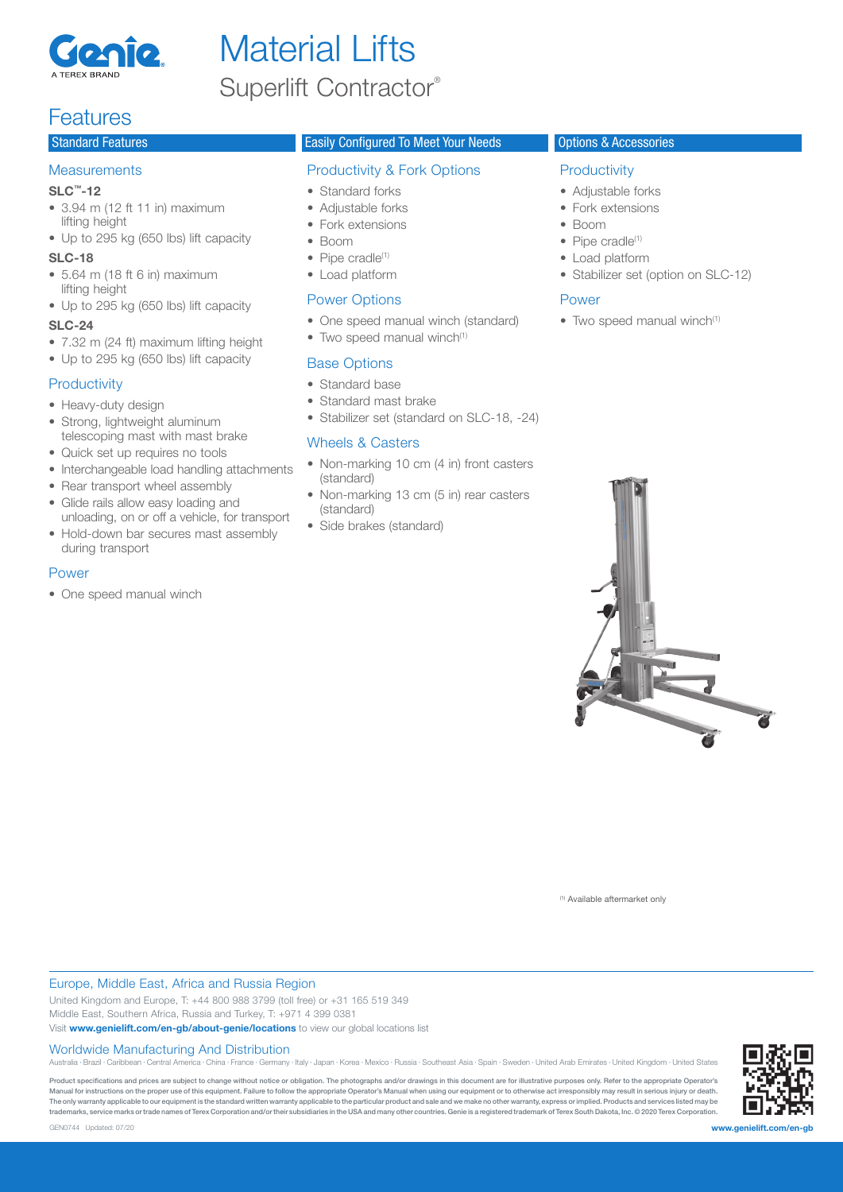# Material Lifts

## Superlift Contractor®

# Features

## Standard Features

### Measurements

**SLC™-12**

- 3.94 m (12 ft 11 in) maximum lifting height
- Up to 295 kg (650 lbs) lift capacity

**SLC-18**

- 5.64 m (18 ft 6 in) maximum lifting height
- Up to 295 kg (650 lbs) lift capacity

**SLC-24**

- 7.32 m (24 ft) maximum lifting height
- Up to 295 kg (650 lbs) lift capacity

### Productivity

- Heavy-duty design
- Strong, lightweight aluminum telescoping mast with mast brake
- Quick set up requires no tools
- Interchangeable load handling attachments
- Rear transport wheel assembly
- Glide rails allow easy loading and unloading, on or off a vehicle, for transport
- Hold-down bar secures mast assembly during transport

### Power

- One speed manual winch

## Easily Configured To Meet Your Needs

### Productivity & Fork Options

- Standard forks
- Adjustable forks
- Fork extensions
- Boom
- Pipe cradle[1]
- Load platform

### Power Options

- One speed manual winch (standard)
- Two speed manual winch[1]

### Base Options

- Standard base
- Standard mast brake
- Stabilizer set (standard on SLC-18, -24)

### Wheels & Casters

- Non-marking 10 cm (4 in) front casters (standard)
- Non-marking 13 cm (5 in) rear casters (standard)
- Side brakes (standard)

## Options & Accessories

### Productivity

- Adjustable forks
- Fork extensions
- Boom
- Pipe cradle[1]
- Load platform
- Stabilizer set (option on SLC-12)

### Power

- Two speed manual winch[1]

[1] Available aftermarket only

### Europe, Middle East, Africa and Russia Region

United Kingdom and Europe, T: +44 800 988 3799 (toll free) or +31 165 519 349
Middle East, Southern Africa, Russia and Turkey, T: +971 4 399 0381
Visit **www.genielift.com/en-gb/about-genie/locations** to view our global locations list

### Worldwide Manufacturing And Distribution

Australia · Brazil · Caribbean · Central America · China · France · Germany · Italy · Japan · Korea · Mexico · Russia · Southeast Asia · Spain · Sweden · United Arab Emirates · United Kingdom · United States

Product specifications and prices are subject to change without notice or obligation. The photographs and/or drawings in this document are for illustrative purposes only. Refer to the appropriate Operator's Manual for instructions on the proper use of this equipment. Failure to follow the appropriate Operator's Manual when using our equipment or to otherwise act irresponsibly may result in serious injury or death. The only warranty applicable to our equipment is the standard written warranty applicable to the particular product and sale and we make no other warranty, express or implied. Products and services listed may be trademarks, service marks or trade names of Terex Corporation and/or their subsidiaries in the USA and many other countries. Genie is a registered trademark of Terex South Dakota, Inc. © 2020 Terex Corporation.

GEN0744 Updated: 07/20

**www.genielift.com/en-gb**